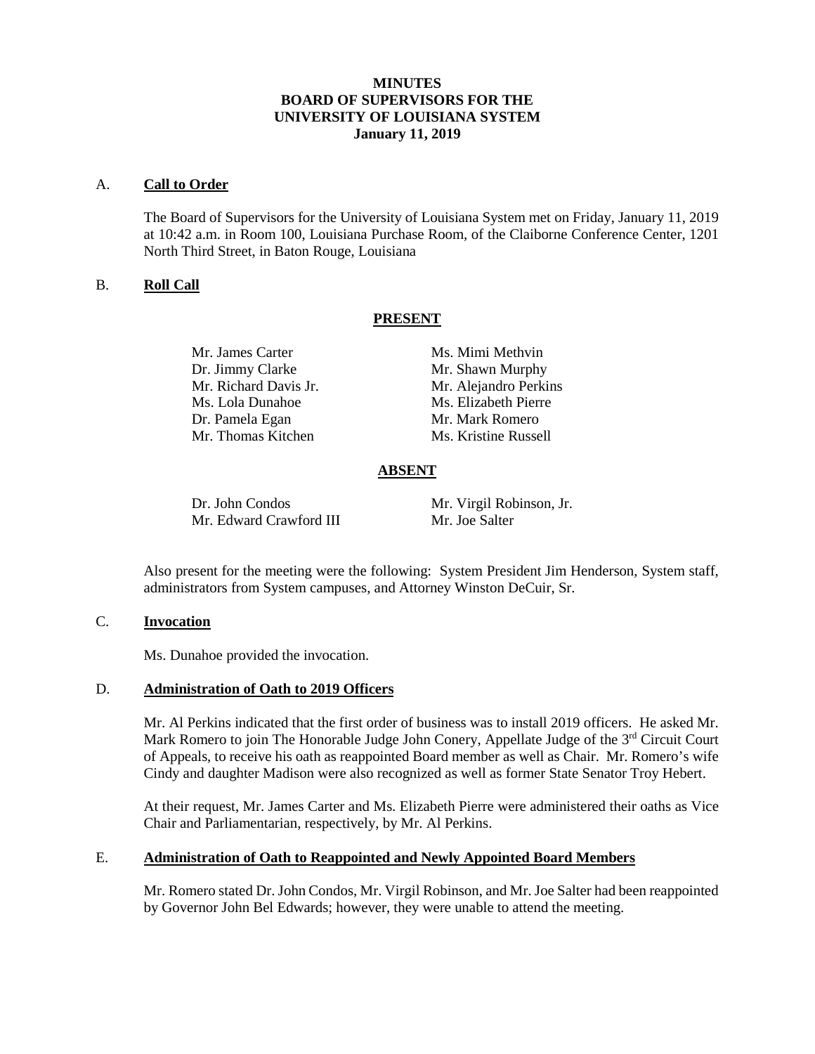**MINUTES**
**BOARD OF SUPERVISORS FOR THE**
**UNIVERSITY OF LOUISIANA SYSTEM**
**January 11, 2019**

A. **Call to Order**

The Board of Supervisors for the University of Louisiana System met on Friday, January 11, 2019 at 10:42 a.m. in Room 100, Louisiana Purchase Room, of the Claiborne Conference Center, 1201 North Third Street, in Baton Rouge, Louisiana

B. **Roll Call**

**PRESENT**

Mr. James Carter
Dr. Jimmy Clarke
Mr. Richard Davis Jr.
Ms. Lola Dunahoe
Dr. Pamela Egan
Mr. Thomas Kitchen
Ms. Mimi Methvin
Mr. Shawn Murphy
Mr. Alejandro Perkins
Ms. Elizabeth Pierre
Mr. Mark Romero
Ms. Kristine Russell

**ABSENT**

Dr. John Condos
Mr. Edward Crawford III
Mr. Virgil Robinson, Jr.
Mr. Joe Salter

Also present for the meeting were the following: System President Jim Henderson, System staff, administrators from System campuses, and Attorney Winston DeCuir, Sr.

C. **Invocation**

Ms. Dunahoe provided the invocation.

D. **Administration of Oath to 2019 Officers**

Mr. Al Perkins indicated that the first order of business was to install 2019 officers. He asked Mr. Mark Romero to join The Honorable Judge John Conery, Appellate Judge of the 3rd Circuit Court of Appeals, to receive his oath as reappointed Board member as well as Chair. Mr. Romero's wife Cindy and daughter Madison were also recognized as well as former State Senator Troy Hebert.

At their request, Mr. James Carter and Ms. Elizabeth Pierre were administered their oaths as Vice Chair and Parliamentarian, respectively, by Mr. Al Perkins.

E. **Administration of Oath to Reappointed and Newly Appointed Board Members**

Mr. Romero stated Dr. John Condos, Mr. Virgil Robinson, and Mr. Joe Salter had been reappointed by Governor John Bel Edwards; however, they were unable to attend the meeting.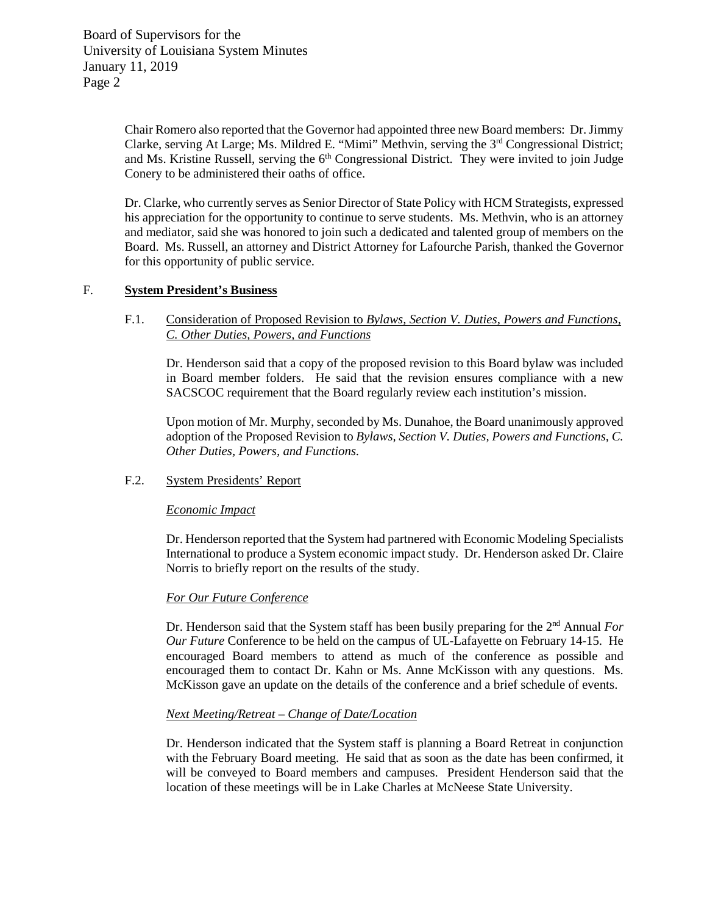Chair Romero also reported that the Governor had appointed three new Board members: Dr. Jimmy Clarke, serving At Large; Ms. Mildred E. "Mimi" Methvin, serving the 3rd Congressional District; and Ms. Kristine Russell, serving the 6th Congressional District. They were invited to join Judge Conery to be administered their oaths of office.

Dr. Clarke, who currently serves as Senior Director of State Policy with HCM Strategists, expressed his appreciation for the opportunity to continue to serve students. Ms. Methvin, who is an attorney and mediator, said she was honored to join such a dedicated and talented group of members on the Board. Ms. Russell, an attorney and District Attorney for Lafourche Parish, thanked the Governor for this opportunity of public service.

## F. **System President's Business**

### F.1. Consideration of Proposed Revision to *Bylaws, Section V. Duties, Powers and Functions, C. Other Duties, Powers, and Functions*

Dr. Henderson said that a copy of the proposed revision to this Board bylaw was included in Board member folders. He said that the revision ensures compliance with a new SACSCOC requirement that the Board regularly review each institution's mission.

Upon motion of Mr. Murphy, seconded by Ms. Dunahoe, the Board unanimously approved adoption of the Proposed Revision to *Bylaws, Section V. Duties, Powers and Functions, C. Other Duties, Powers, and Functions.*

### F.2. System Presidents' Report

*Economic Impact*

Dr. Henderson reported that the System had partnered with Economic Modeling Specialists International to produce a System economic impact study. Dr. Henderson asked Dr. Claire Norris to briefly report on the results of the study.

*For Our Future Conference*

Dr. Henderson said that the System staff has been busily preparing for the 2nd Annual *For Our Future* Conference to be held on the campus of UL-Lafayette on February 14-15. He encouraged Board members to attend as much of the conference as possible and encouraged them to contact Dr. Kahn or Ms. Anne McKisson with any questions. Ms. McKisson gave an update on the details of the conference and a brief schedule of events.

*Next Meeting/Retreat – Change of Date/Location*

Dr. Henderson indicated that the System staff is planning a Board Retreat in conjunction with the February Board meeting. He said that as soon as the date has been confirmed, it will be conveyed to Board members and campuses. President Henderson said that the location of these meetings will be in Lake Charles at McNeese State University.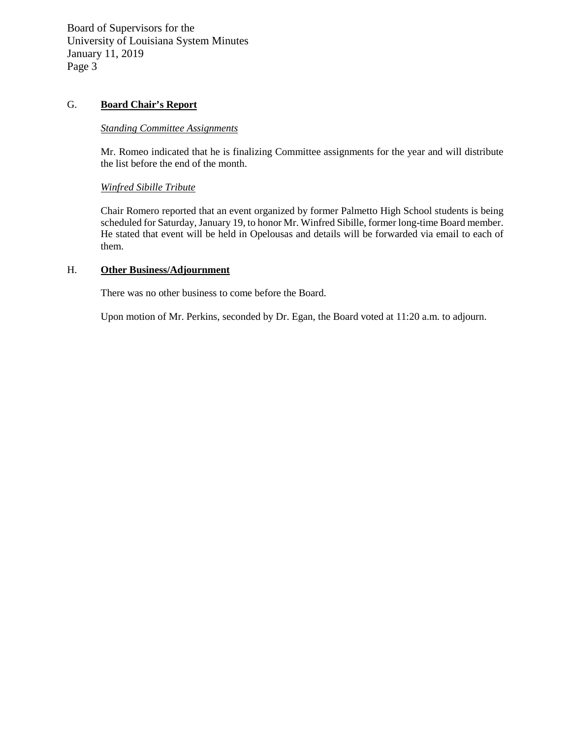## G. **Board Chair's Report**

*Standing Committee Assignments*

Mr. Romeo indicated that he is finalizing Committee assignments for the year and will distribute the list before the end of the month.

*Winfred Sibille Tribute*

Chair Romero reported that an event organized by former Palmetto High School students is being scheduled for Saturday, January 19, to honor Mr. Winfred Sibille, former long-time Board member. He stated that event will be held in Opelousas and details will be forwarded via email to each of them.

## H. **Other Business/Adjournment**

There was no other business to come before the Board.

Upon motion of Mr. Perkins, seconded by Dr. Egan, the Board voted at 11:20 a.m. to adjourn.